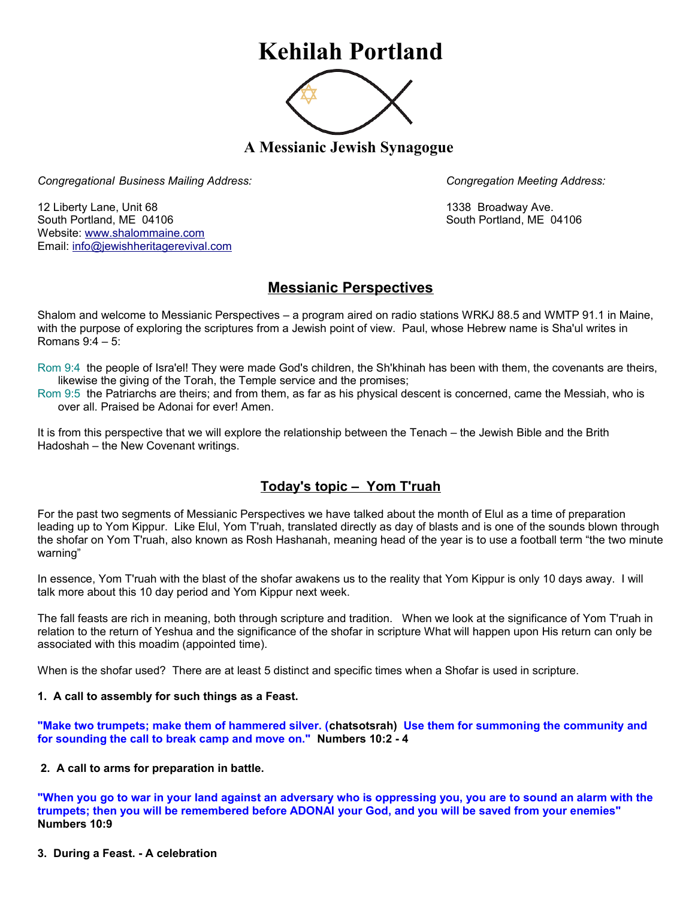# Kehilah Portland

## A Messianic Jewish Synagogue

*Congregational Business Mailing Address:*

12 Liberty Lane, Unit 68
South Portland, ME 04106
Website: www.shalommaine.com
Email: info@jewishheritagerevival.com

*Congregation Meeting Address:*

1338 Broadway Ave.
South Portland, ME 04106

## Messianic Perspectives

Shalom and welcome to Messianic Perspectives – a program aired on radio stations WRKJ 88.5 and WMTP 91.1 in Maine, with the purpose of exploring the scriptures from a Jewish point of view. Paul, whose Hebrew name is Sha'ul writes in Romans 9:4 – 5:

Rom 9:4 the people of Isra'el! They were made God's children, the Sh'khinah has been with them, the covenants are theirs, likewise the giving of the Torah, the Temple service and the promises;
Rom 9:5 the Patriarchs are theirs; and from them, as far as his physical descent is concerned, came the Messiah, who is over all. Praised be Adonai for ever! Amen.

It is from this perspective that we will explore the relationship between the Tenach – the Jewish Bible and the Brith Hadoshah – the New Covenant writings.

## Today's topic – Yom T'ruah

For the past two segments of Messianic Perspectives we have talked about the month of Elul as a time of preparation leading up to Yom Kippur. Like Elul, Yom T'ruah, translated directly as day of blasts and is one of the sounds blown through the shofar on Yom T'ruah, also known as Rosh Hashanah, meaning head of the year is to use a football term "the two minute warning"

In essence, Yom T'ruah with the blast of the shofar awakens us to the reality that Yom Kippur is only 10 days away. I will talk more about this 10 day period and Yom Kippur next week.

The fall feasts are rich in meaning, both through scripture and tradition. When we look at the significance of Yom T'ruah in relation to the return of Yeshua and the significance of the shofar in scripture What will happen upon His return can only be associated with this moadim (appointed time).

When is the shofar used? There are at least 5 distinct and specific times when a Shofar is used in scripture.

**1. A call to assembly for such things as a Feast.**

**"Make two trumpets; make them of hammered silver. (chatsotsrah) Use them for summoning the community and for sounding the call to break camp and move on." Numbers 10:2 - 4**

**2. A call to arms for preparation in battle.**

**"When you go to war in your land against an adversary who is oppressing you, you are to sound an alarm with the trumpets; then you will be remembered before ADONAI your God, and you will be saved from your enemies" Numbers 10:9**

**3. During a Feast. - A celebration**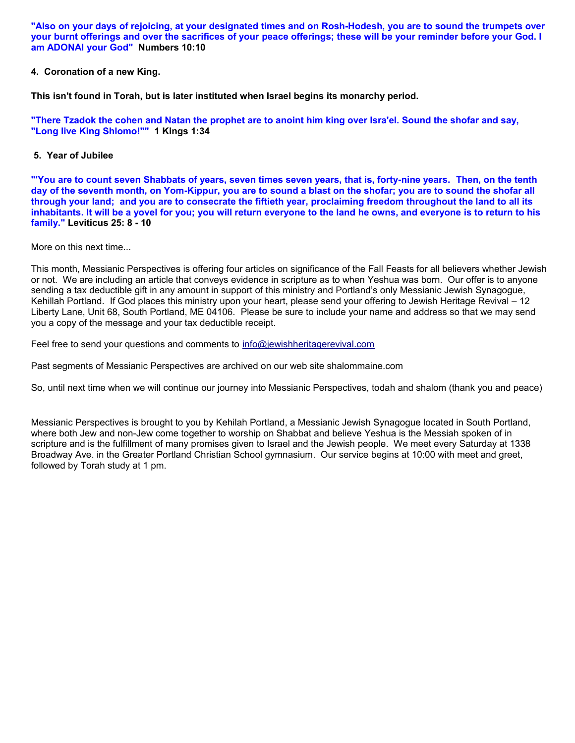**"Also on your days of rejoicing, at your designated times and on Rosh-Hodesh, you are to sound the trumpets over your burnt offerings and over the sacrifices of your peace offerings; these will be your reminder before your God. I am ADONAI your God"  Numbers 10:10**

**4.  Coronation of a new King.**

**This isn't found in Torah, but is later instituted when Israel begins its monarchy period.**

**"There Tzadok the cohen and Natan the prophet are to anoint him king over Isra'el. Sound the shofar and say, "Long live King Shlomo!""  1 Kings 1:34**

**5.  Year of Jubilee**

**"'You are to count seven Shabbats of years, seven times seven years, that is, forty-nine years.  Then, on the tenth day of the seventh month, on Yom-Kippur, you are to sound a blast on the shofar; you are to sound the shofar all through your land;  and you are to consecrate the fiftieth year, proclaiming freedom throughout the land to all its inhabitants. It will be a yovel for you; you will return everyone to the land he owns, and everyone is to return to his family." Leviticus 25: 8 - 10**

More on this next time...

This month, Messianic Perspectives is offering four articles on significance of the Fall Feasts for all believers whether Jewish or not.  We are including an article that conveys evidence in scripture as to when Yeshua was born.  Our offer is to anyone sending a tax deductible gift in any amount in support of this ministry and Portland's only Messianic Jewish Synagogue, Kehillah Portland.  If God places this ministry upon your heart, please send your offering to Jewish Heritage Revival – 12 Liberty Lane, Unit 68, South Portland, ME 04106.  Please be sure to include your name and address so that we may send you a copy of the message and your tax deductible receipt.

Feel free to send your questions and comments to info@jewishheritagerevival.com

Past segments of Messianic Perspectives are archived on our web site shalommaine.com

So, until next time when we will continue our journey into Messianic Perspectives, todah and shalom (thank you and peace)

Messianic Perspectives is brought to you by Kehilah Portland, a Messianic Jewish Synagogue located in South Portland, where both Jew and non-Jew come together to worship on Shabbat and believe Yeshua is the Messiah spoken of in scripture and is the fulfillment of many promises given to Israel and the Jewish people.  We meet every Saturday at 1338 Broadway Ave. in the Greater Portland Christian School gymnasium.  Our service begins at 10:00 with meet and greet, followed by Torah study at 1 pm.